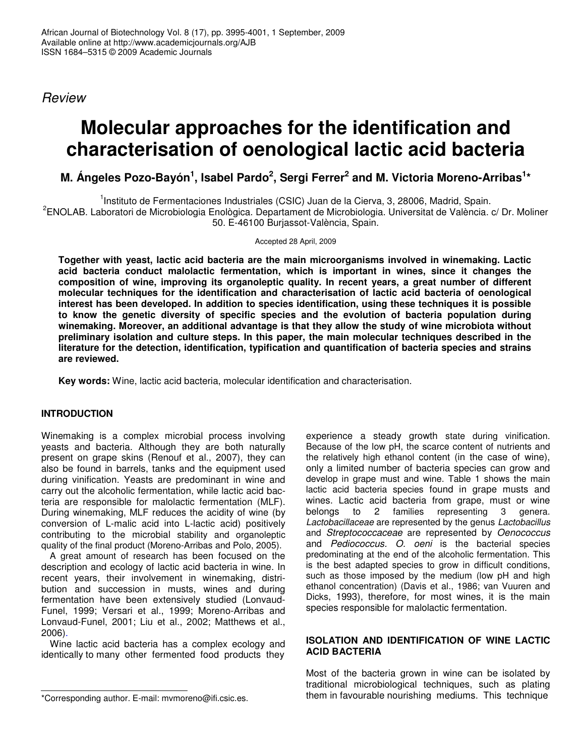*Review*

# Molecular approaches for the identification and characterisation of oenological lactic acid bacteria

**M. Ángeles Pozo-Bayón[1], Isabel Pardo[2], Sergi Ferrer[2] and M. Victoria Moreno-Arribas[1]***

[1]Instituto de Fermentaciones Industriales (CSIC) Juan de la Cierva, 3, 28006, Madrid, Spain.
[2]ENOLAB. Laboratori de Microbiologia Enològica. Departament de Microbiologia. Universitat de València. c/ Dr. Moliner 50. E-46100 Burjassot-València, Spain.

Accepted 28 April, 2009

**Together with yeast, lactic acid bacteria are the main microorganisms involved in winemaking. Lactic acid bacteria conduct malolactic fermentation, which is important in wines, since it changes the composition of wine, improving its organoleptic quality. In recent years, a great number of different molecular techniques for the identification and characterisation of lactic acid bacteria of oenological interest has been developed. In addition to species identification, using these techniques it is possible to know the genetic diversity of specific species and the evolution of bacteria population during winemaking. Moreover, an additional advantage is that they allow the study of wine microbiota without preliminary isolation and culture steps. In this paper, the main molecular techniques described in the literature for the detection, identification, typification and quantification of bacteria species and strains are reviewed.**

**Key words:** Wine, lactic acid bacteria, molecular identification and characterisation.

## INTRODUCTION

Winemaking is a complex microbial process involving yeasts and bacteria. Although they are both naturally present on grape skins (Renouf et al., 2007), they can also be found in barrels, tanks and the equipment used during vinification. Yeasts are predominant in wine and carry out the alcoholic fermentation, while lactic acid bacteria are responsible for malolactic fermentation (MLF). During winemaking, MLF reduces the acidity of wine (by conversion of L-malic acid into L-lactic acid) positively contributing to the microbial stability and organoleptic quality of the final product (Moreno-Arribas and Polo, 2005).

A great amount of research has been focused on the description and ecology of lactic acid bacteria in wine. In recent years, their involvement in winemaking, distribution and succession in musts, wines and during fermentation have been extensively studied (Lonvaud-Funel, 1999; Versari et al., 1999; Moreno-Arribas and Lonvaud-Funel, 2001; Liu et al., 2002; Matthews et al., 2006).

Wine lactic acid bacteria has a complex ecology and identically to many other fermented food products they experience a steady growth state during vinification. Because of the low pH, the scarce content of nutrients and the relatively high ethanol content (in the case of wine), only a limited number of bacteria species can grow and develop in grape must and wine. Table 1 shows the main lactic acid bacteria species found in grape musts and wines. Lactic acid bacteria from grape, must or wine belongs to 2 families representing 3 genera. *Lactobacillaceae* are represented by the genus *Lactobacillus* and *Streptococcaceae* are represented by *Oenococcus* and *Pediococcus*. *O. oeni* is the bacterial species predominating at the end of the alcoholic fermentation. This is the best adapted species to grow in difficult conditions, such as those imposed by the medium (low pH and high ethanol concentration) (Davis et al., 1986; van Vuuren and Dicks, 1993), therefore, for most wines, it is the main species responsible for malolactic fermentation.

## ISOLATION AND IDENTIFICATION OF WINE LACTIC ACID BACTERIA

Most of the bacteria grown in wine can be isolated by traditional microbiological techniques, such as plating them in favourable nourishing mediums. This technique

*Corresponding author. E-mail: mvmoreno@ifi.csic.es.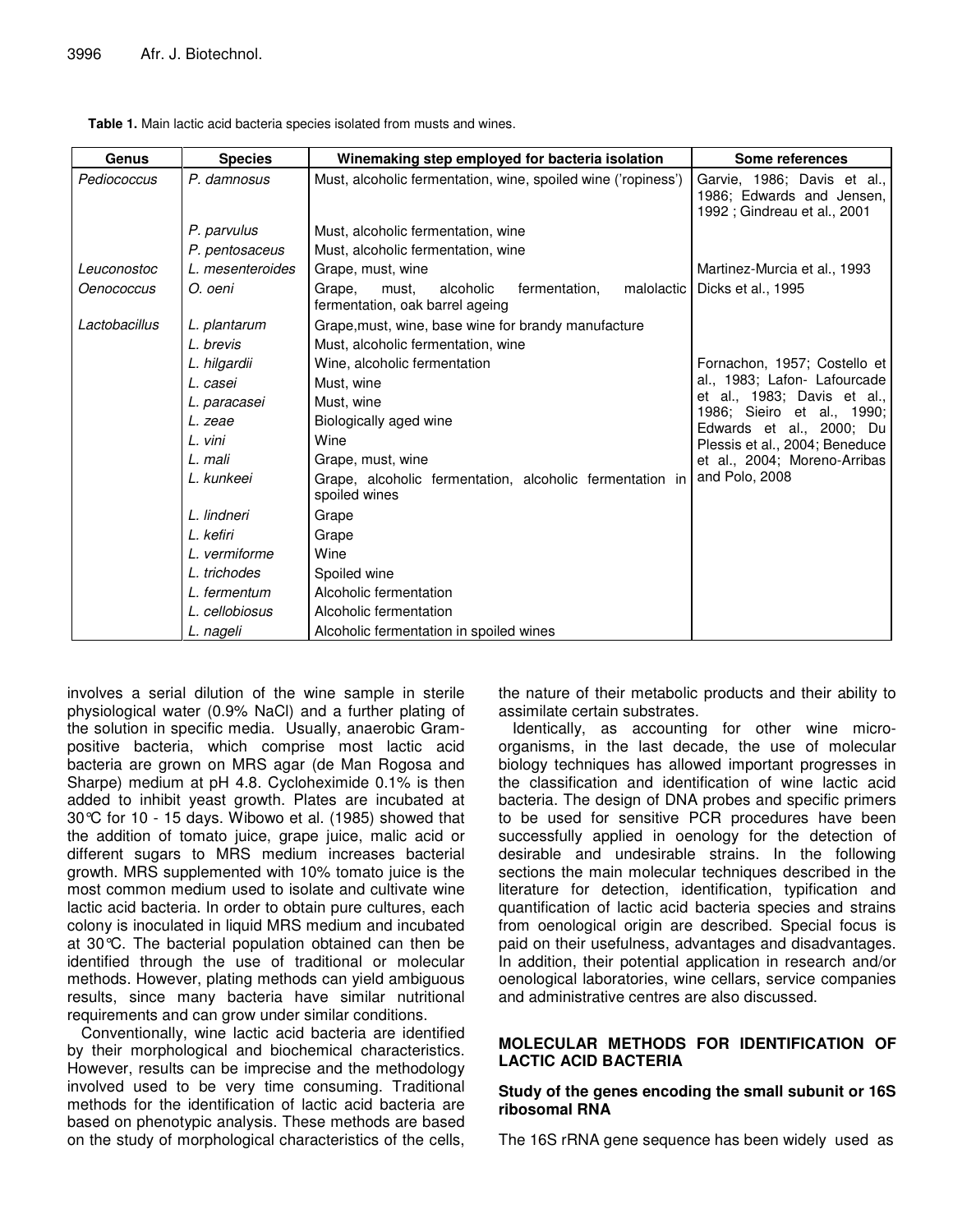**Table 1.** Main lactic acid bacteria species isolated from musts and wines.

| Genus | Species | Winemaking step employed for bacteria isolation | Some references |
|---|---|---|---|
| *Pediococcus* | *P. damnosus* | Must, alcoholic fermentation, wine, spoiled wine ('ropiness') | Garvie, 1986; Davis et al., 1986; Edwards and Jensen, 1992 ; Gindreau et al., 2001 |
| | *P. parvulus* | Must, alcoholic fermentation, wine | |
| | *P. pentosaceus* | Must, alcoholic fermentation, wine | |
| *Leuconostoc* | *L. mesenteroides* | Grape, must, wine | Martinez-Murcia et al., 1993 |
| *Oenococcus* | *O. oeni* | Grape, must, alcoholic fermentation, malolactic fermentation, oak barrel ageing | Dicks et al., 1995 |
| *Lactobacillus* | *L. plantarum* | Grape,must, wine, base wine for brandy manufacture | Fornachon, 1957; Costello et al., 1983; Lafon- Lafourcade et al., 1983; Davis et al., 1986; Sieiro et al., 1990; Edwards et al., 2000; Du Plessis et al., 2004; Beneduce et al., 2004; Moreno-Arribas and Polo, 2008 |
| | *L. brevis* | Must, alcoholic fermentation, wine | |
| | *L. hilgardii* | Wine, alcoholic fermentation | |
| | *L. casei* | Must, wine | |
| | *L. paracasei* | Must, wine | |
| | *L. zeae* | Biologically aged wine | |
| | *L. vini* | Wine | |
| | *L. mali* | Grape, must, wine | |
| | *L. kunkeei* | Grape, alcoholic fermentation, alcoholic fermentation in spoiled wines | |
| | *L. lindneri* | Grape | |
| | *L. kefiri* | Grape | |
| | *L. vermiforme* | Wine | |
| | *L. trichodes* | Spoiled wine | |
| | *L. fermentum* | Alcoholic fermentation | |
| | *L. cellobiosus* | Alcoholic fermentation | |
| | *L. nageli* | Alcoholic fermentation in spoiled wines | |

involves a serial dilution of the wine sample in sterile physiological water (0.9% NaCl) and a further plating of the solution in specific media. Usually, anaerobic Gram-positive bacteria, which comprise most lactic acid bacteria are grown on MRS agar (de Man Rogosa and Sharpe) medium at pH 4.8. Cycloheximide 0.1% is then added to inhibit yeast growth. Plates are incubated at 30°C for 10 - 15 days. Wibowo et al. (1985) showed that the addition of tomato juice, grape juice, malic acid or different sugars to MRS medium increases bacterial growth. MRS supplemented with 10% tomato juice is the most common medium used to isolate and cultivate wine lactic acid bacteria. In order to obtain pure cultures, each colony is inoculated in liquid MRS medium and incubated at 30°C. The bacterial population obtained can then be identified through the use of traditional or molecular methods. However, plating methods can yield ambiguous results, since many bacteria have similar nutritional requirements and can grow under similar conditions.

Conventionally, wine lactic acid bacteria are identified by their morphological and biochemical characteristics. However, results can be imprecise and the methodology involved used to be very time consuming. Traditional methods for the identification of lactic acid bacteria are based on phenotypic analysis. These methods are based on the study of morphological characteristics of the cells, the nature of their metabolic products and their ability to assimilate certain substrates.

Identically, as accounting for other wine micro-organisms, in the last decade, the use of molecular biology techniques has allowed important progresses in the classification and identification of wine lactic acid bacteria. The design of DNA probes and specific primers to be used for sensitive PCR procedures have been successfully applied in oenology for the detection of desirable and undesirable strains. In the following sections the main molecular techniques described in the literature for detection, identification, typification and quantification of lactic acid bacteria species and strains from oenological origin are described. Special focus is paid on their usefulness, advantages and disadvantages. In addition, their potential application in research and/or oenological laboratories, wine cellars, service companies and administrative centres are also discussed.

## MOLECULAR METHODS FOR IDENTIFICATION OF LACTIC ACID BACTERIA

### Study of the genes encoding the small subunit or 16S ribosomal RNA

The 16S rRNA gene sequence has been widely used as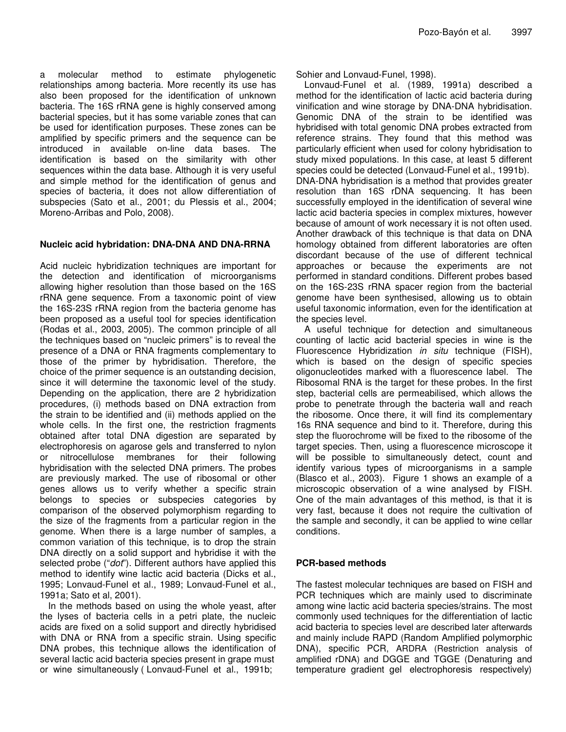a molecular method to estimate phylogenetic relationships among bacteria. More recently its use has also been proposed for the identification of unknown bacteria. The 16S rRNA gene is highly conserved among bacterial species, but it has some variable zones that can be used for identification purposes. These zones can be amplified by specific primers and the sequence can be introduced in available on-line data bases. The identification is based on the similarity with other sequences within the data base. Although it is very useful and simple method for the identification of genus and species of bacteria, it does not allow differentiation of subspecies (Sato et al., 2001; du Plessis et al., 2004; Moreno-Arribas and Polo, 2008).

### Nucleic acid hybridation: DNA-DNA AND DNA-RRNA

Acid nucleic hybridization techniques are important for the detection and identification of microorganisms allowing higher resolution than those based on the 16S rRNA gene sequence. From a taxonomic point of view the 16S-23S rRNA region from the bacteria genome has been proposed as a useful tool for species identification (Rodas et al., 2003, 2005). The common principle of all the techniques based on "nucleic primers" is to reveal the presence of a DNA or RNA fragments complementary to those of the primer by hybridisation. Therefore, the choice of the primer sequence is an outstanding decision, since it will determine the taxonomic level of the study. Depending on the application, there are 2 hybridization procedures, (i) methods based on DNA extraction from the strain to be identified and (ii) methods applied on the whole cells. In the first one, the restriction fragments obtained after total DNA digestion are separated by electrophoresis on agarose gels and transferred to nylon or nitrocellulose membranes for their following hybridisation with the selected DNA primers. The probes are previously marked. The use of ribosomal or other genes allows us to verify whether a specific strain belongs to species or subspecies categories by comparison of the observed polymorphism regarding to the size of the fragments from a particular region in the genome. When there is a large number of samples, a common variation of this technique, is to drop the strain DNA directly on a solid support and hybridise it with the selected probe ("*dot*"). Different authors have applied this method to identify wine lactic acid bacteria (Dicks et al., 1995; Lonvaud-Funel et al., 1989; Lonvaud-Funel et al., 1991a; Sato et al, 2001).

In the methods based on using the whole yeast, after the lyses of bacteria cells in a petri plate, the nucleic acids are fixed on a solid support and directly hybridised with DNA or RNA from a specific strain. Using specific DNA probes, this technique allows the identification of several lactic acid bacteria species present in grape must or wine simultaneously ( Lonvaud-Funel et al., 1991b; Sohier and Lonvaud-Funel, 1998).

Lonvaud-Funel et al. (1989, 1991a) described a method for the identification of lactic acid bacteria during vinification and wine storage by DNA-DNA hybridisation. Genomic DNA of the strain to be identified was hybridised with total genomic DNA probes extracted from reference strains. They found that this method was particularly efficient when used for colony hybridisation to study mixed populations. In this case, at least 5 different species could be detected (Lonvaud-Funel et al., 1991b). DNA-DNA hybridisation is a method that provides greater resolution than 16S rDNA sequencing. It has been successfully employed in the identification of several wine lactic acid bacteria species in complex mixtures, however because of amount of work necessary it is not often used. Another drawback of this technique is that data on DNA homology obtained from different laboratories are often discordant because of the use of different technical approaches or because the experiments are not performed in standard conditions. Different probes based on the 16S-23S rRNA spacer region from the bacterial genome have been synthesised, allowing us to obtain useful taxonomic information, even for the identification at the species level.

A useful technique for detection and simultaneous counting of lactic acid bacterial species in wine is the Fluorescence Hybridization *in situ* technique (FISH), which is based on the design of specific species oligonucleotides marked with a fluorescence label. The Ribosomal RNA is the target for these probes. In the first step, bacterial cells are permeabilised, which allows the probe to penetrate through the bacteria wall and reach the ribosome. Once there, it will find its complementary 16s RNA sequence and bind to it. Therefore, during this step the fluorochrome will be fixed to the ribosome of the target species. Then, using a fluorescence microscope it will be possible to simultaneously detect, count and identify various types of microorganisms in a sample (Blasco et al., 2003). Figure 1 shows an example of a microscopic observation of a wine analysed by FISH. One of the main advantages of this method, is that it is very fast, because it does not require the cultivation of the sample and secondly, it can be applied to wine cellar conditions.

### PCR-based methods

The fastest molecular techniques are based on FISH and PCR techniques which are mainly used to discriminate among wine lactic acid bacteria species/strains. The most commonly used techniques for the differentiation of lactic acid bacteria to species level are described later afterwards and mainly include RAPD (Random Amplified polymorphic DNA), specific PCR, ARDRA (Restriction analysis of amplified rDNA) and DGGE and TGGE (Denaturing and temperature gradient gel electrophoresis respectively)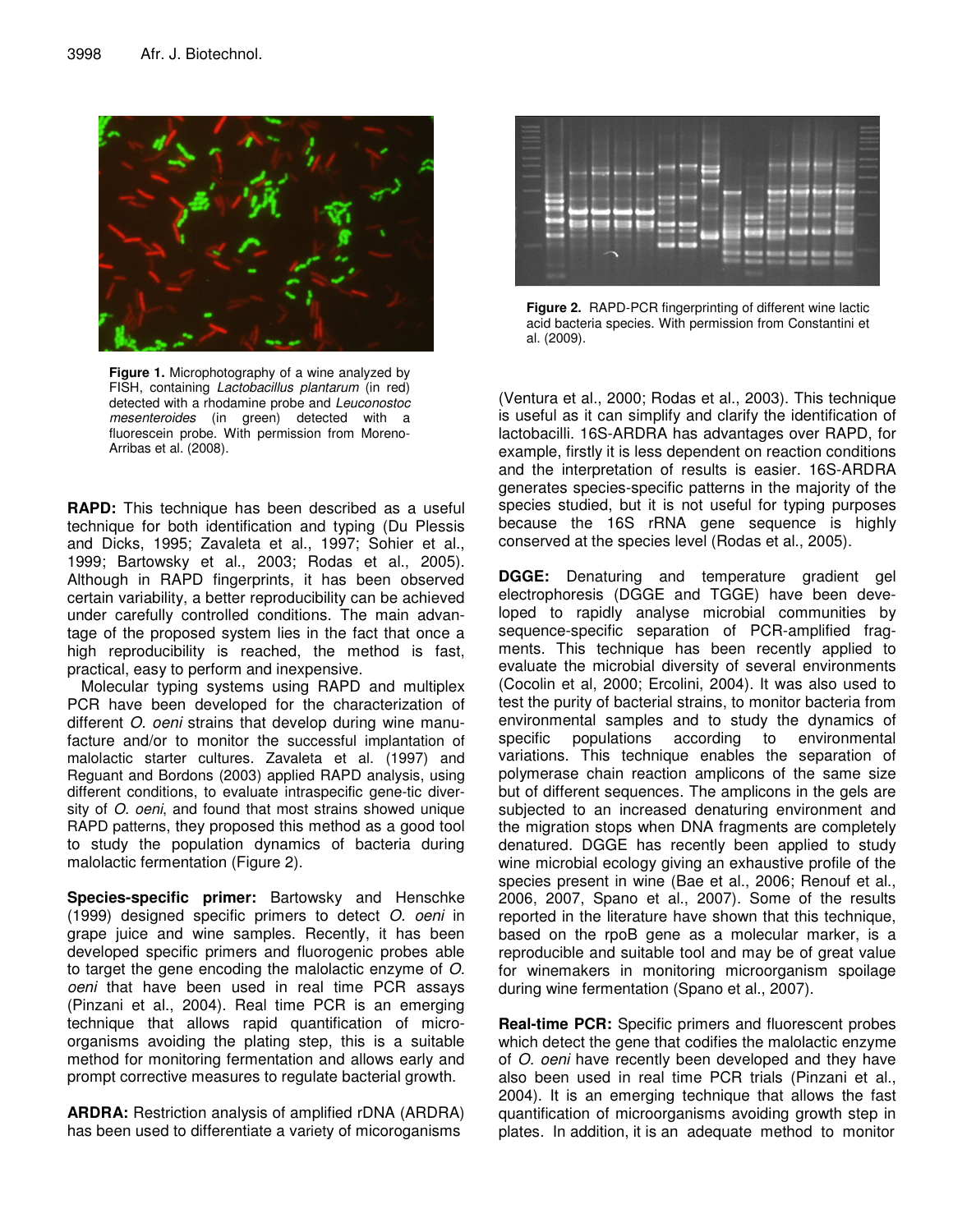**Figure 1.** Microphotography of a wine analyzed by FISH, containing *Lactobacillus plantarum* (in red) detected with a rhodamine probe and *Leuconostoc mesenteroides* (in green) detected with a fluorescein probe. With permission from Moreno-Arribas et al. (2008).

**RAPD:** This technique has been described as a useful technique for both identification and typing (Du Plessis and Dicks, 1995; Zavaleta et al., 1997; Sohier et al., 1999; Bartowsky et al., 2003; Rodas et al., 2005). Although in RAPD fingerprints, it has been observed certain variability, a better reproducibility can be achieved under carefully controlled conditions. The main advantage of the proposed system lies in the fact that once a high reproducibility is reached, the method is fast, practical, easy to perform and inexpensive.

Molecular typing systems using RAPD and multiplex PCR have been developed for the characterization of different *O. oeni* strains that develop during wine manufacture and/or to monitor the successful implantation of malolactic starter cultures. Zavaleta et al. (1997) and Reguant and Bordons (2003) applied RAPD analysis, using different conditions, to evaluate intraspecific gene-tic diversity of *O. oeni*, and found that most strains showed unique RAPD patterns, they proposed this method as a good tool to study the population dynamics of bacteria during malolactic fermentation (Figure 2).

**Species-specific primer:** Bartowsky and Henschke (1999) designed specific primers to detect *O. oeni* in grape juice and wine samples. Recently, it has been developed specific primers and fluorogenic probes able to target the gene encoding the malolactic enzyme of *O. oeni* that have been used in real time PCR assays (Pinzani et al., 2004). Real time PCR is an emerging technique that allows rapid quantification of micro-organisms avoiding the plating step, this is a suitable method for monitoring fermentation and allows early and prompt corrective measures to regulate bacterial growth.

**ARDRA:** Restriction analysis of amplified rDNA (ARDRA) has been used to differentiate a variety of micoroganisms

**Figure 2.** RAPD-PCR fingerprinting of different wine lactic acid bacteria species. With permission from Constantini et al. (2009).

(Ventura et al., 2000; Rodas et al., 2003). This technique is useful as it can simplify and clarify the identification of lactobacilli. 16S-ARDRA has advantages over RAPD, for example, firstly it is less dependent on reaction conditions and the interpretation of results is easier. 16S-ARDRA generates species-specific patterns in the majority of the species studied, but it is not useful for typing purposes because the 16S rRNA gene sequence is highly conserved at the species level (Rodas et al., 2005).

**DGGE:** Denaturing and temperature gradient gel electrophoresis (DGGE and TGGE) have been developed to rapidly analyse microbial communities by sequence-specific separation of PCR-amplified fragments. This technique has been recently applied to evaluate the microbial diversity of several environments (Cocolin et al, 2000; Ercolini, 2004). It was also used to test the purity of bacterial strains, to monitor bacteria from environmental samples and to study the dynamics of specific populations according to environmental variations. This technique enables the separation of polymerase chain reaction amplicons of the same size but of different sequences. The amplicons in the gels are subjected to an increased denaturing environment and the migration stops when DNA fragments are completely denatured. DGGE has recently been applied to study wine microbial ecology giving an exhaustive profile of the species present in wine (Bae et al., 2006; Renouf et al., 2006, 2007, Spano et al., 2007). Some of the results reported in the literature have shown that this technique, based on the rpoB gene as a molecular marker, is a reproducible and suitable tool and may be of great value for winemakers in monitoring microorganism spoilage during wine fermentation (Spano et al., 2007).

**Real-time PCR:** Specific primers and fluorescent probes which detect the gene that codifies the malolactic enzyme of *O. oeni* have recently been developed and they have also been used in real time PCR trials (Pinzani et al., 2004). It is an emerging technique that allows the fast quantification of microorganisms avoiding growth step in plates. In addition, it is an adequate method to monitor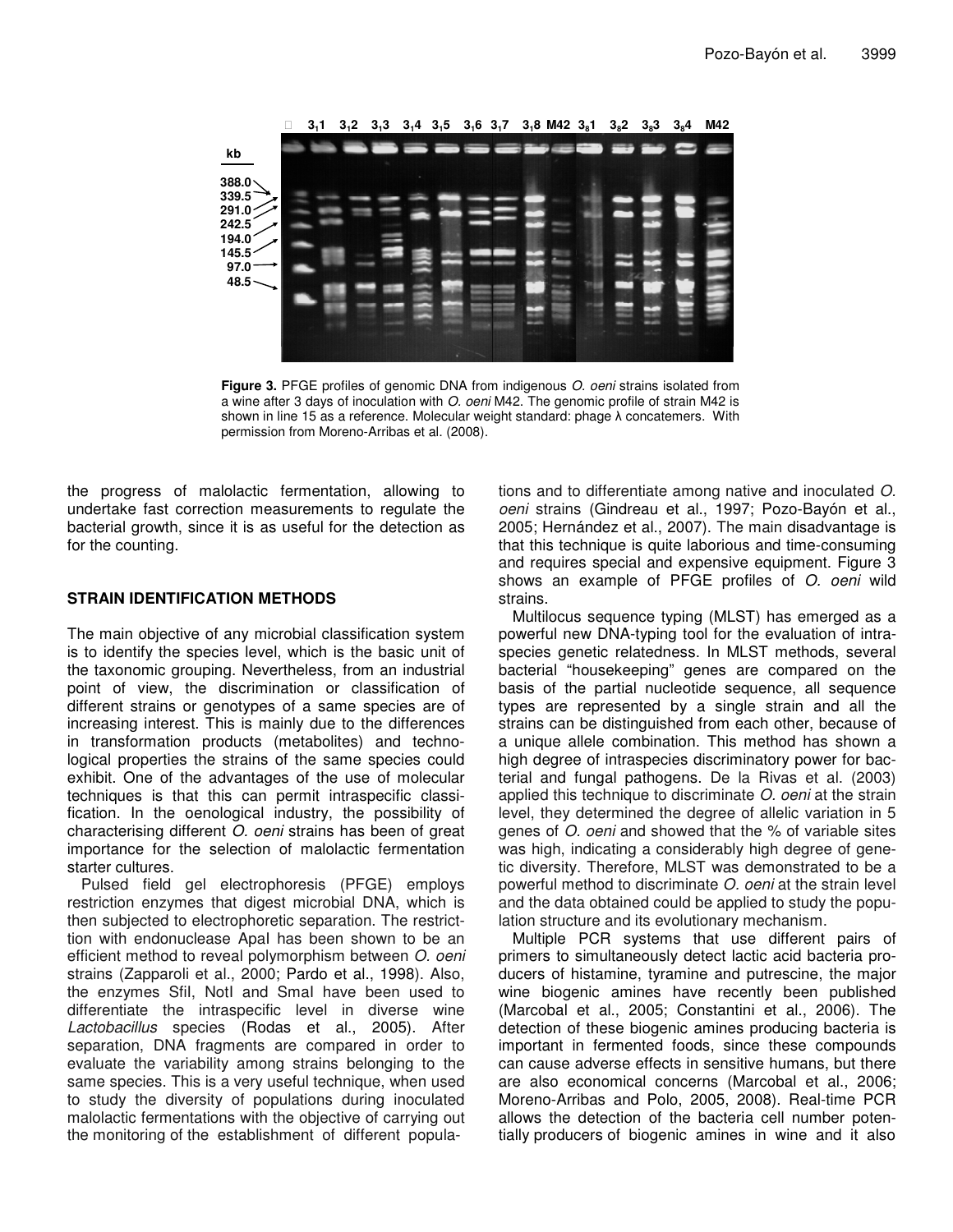**Figure 3.** PFGE profiles of genomic DNA from indigenous *O. oeni* strains isolated from a wine after 3 days of inoculation with *O. oeni* M42. The genomic profile of strain M42 is shown in line 15 as a reference. Molecular weight standard: phage λ concatemers. With permission from Moreno-Arribas et al. (2008).

the progress of malolactic fermentation, allowing to undertake fast correction measurements to regulate the bacterial growth, since it is as useful for the detection as for the counting.

## STRAIN IDENTIFICATION METHODS

The main objective of any microbial classification system is to identify the species level, which is the basic unit of the taxonomic grouping. Nevertheless, from an industrial point of view, the discrimination or classification of different strains or genotypes of a same species are of increasing interest. This is mainly due to the differences in transformation products (metabolites) and technological properties the strains of the same species could exhibit. One of the advantages of the use of molecular techniques is that this can permit intraspecific classification. In the oenological industry, the possibility of characterising different *O. oeni* strains has been of great importance for the selection of malolactic fermentation starter cultures.

Pulsed field gel electrophoresis (PFGE) employs restriction enzymes that digest microbial DNA, which is then subjected to electrophoretic separation. The restricttion with endonuclease ApaI has been shown to be an efficient method to reveal polymorphism between *O. oeni* strains (Zapparoli et al., 2000; Pardo et al., 1998). Also, the enzymes SfiI, NotI and SmaI have been used to differentiate the intraspecific level in diverse wine *Lactobacillus* species (Rodas et al., 2005). After separation, DNA fragments are compared in order to evaluate the variability among strains belonging to the same species. This is a very useful technique, when used to study the diversity of populations during inoculated malolactic fermentations with the objective of carrying out the monitoring of the establishment of different populations and to differentiate among native and inoculated *O. oeni* strains (Gindreau et al., 1997; Pozo-Bayón et al., 2005; Hernández et al., 2007). The main disadvantage is that this technique is quite laborious and time-consuming and requires special and expensive equipment. Figure 3 shows an example of PFGE profiles of *O. oeni* wild strains.

Multilocus sequence typing (MLST) has emerged as a powerful new DNA-typing tool for the evaluation of intraspecies genetic relatedness. In MLST methods, several bacterial "housekeeping" genes are compared on the basis of the partial nucleotide sequence, all sequence types are represented by a single strain and all the strains can be distinguished from each other, because of a unique allele combination. This method has shown a high degree of intraspecies discriminatory power for bacterial and fungal pathogens. De la Rivas et al. (2003) applied this technique to discriminate *O. oeni* at the strain level, they determined the degree of allelic variation in 5 genes of *O. oeni* and showed that the % of variable sites was high, indicating a considerably high degree of genetic diversity. Therefore, MLST was demonstrated to be a powerful method to discriminate *O. oeni* at the strain level and the data obtained could be applied to study the population structure and its evolutionary mechanism.

Multiple PCR systems that use different pairs of primers to simultaneously detect lactic acid bacteria producers of histamine, tyramine and putrescine, the major wine biogenic amines have recently been published (Marcobal et al., 2005; Constantini et al., 2006). The detection of these biogenic amines producing bacteria is important in fermented foods, since these compounds can cause adverse effects in sensitive humans, but there are also economical concerns (Marcobal et al., 2006; Moreno-Arribas and Polo, 2005, 2008). Real-time PCR allows the detection of the bacteria cell number potentially producers of biogenic amines in wine and it also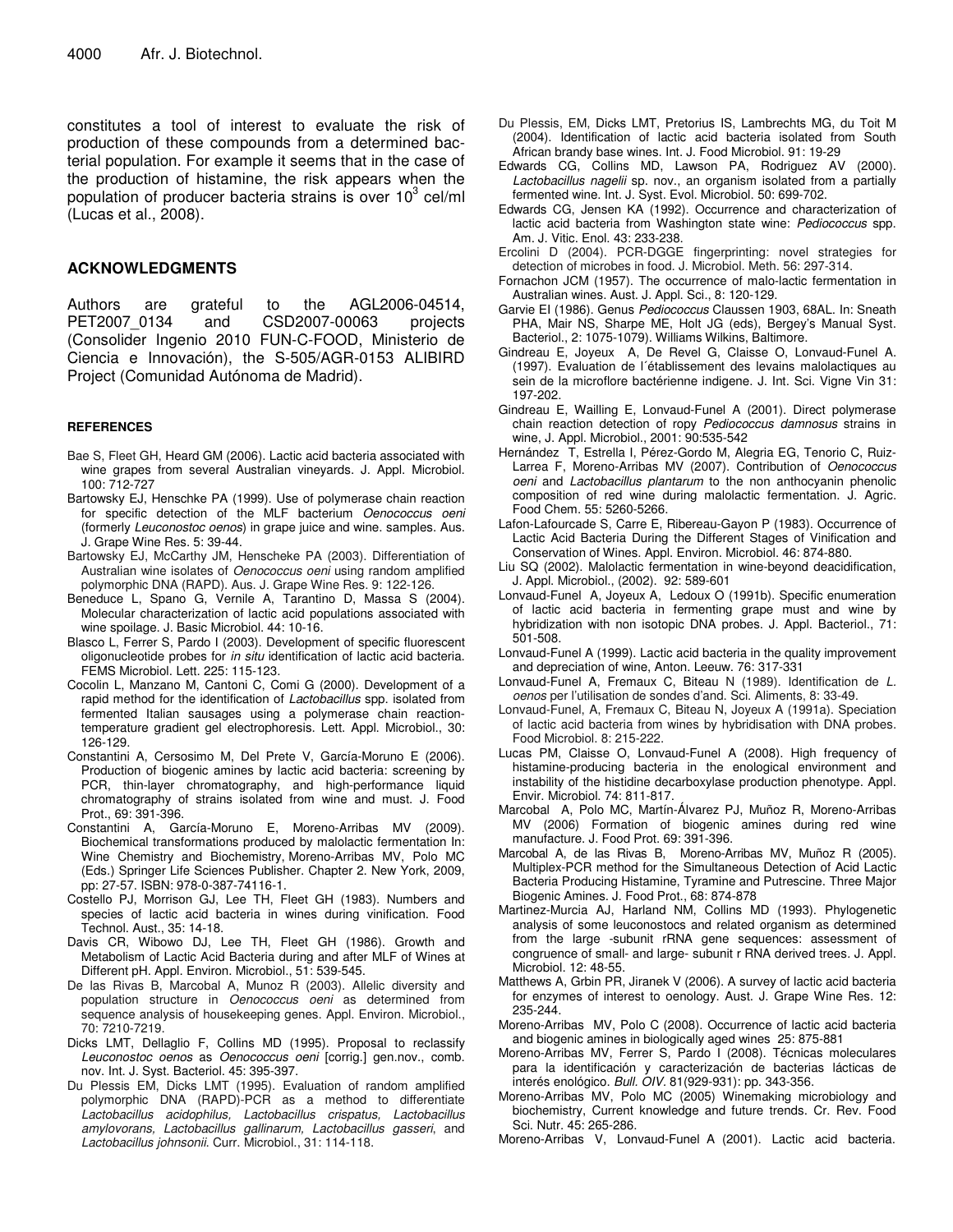constitutes a tool of interest to evaluate the risk of production of these compounds from a determined bacterial population. For example it seems that in the case of the production of histamine, the risk appears when the population of producer bacteria strains is over $10^3$ cel/ml (Lucas et al., 2008).

## ACKNOWLEDGMENTS

Authors are grateful to the AGL2006-04514, PET2007_0134 and CSD2007-00063 projects (Consolider Ingenio 2010 FUN-C-FOOD, Ministerio de Ciencia e Innovación), the S-505/AGR-0153 ALIBIRD Project (Comunidad Autónoma de Madrid).

### REFERENCES

Bae S, Fleet GH, Heard GM (2006). Lactic acid bacteria associated with wine grapes from several Australian vineyards. J. Appl. Microbiol. 100: 712-727

Bartowsky EJ, Henschke PA (1999). Use of polymerase chain reaction for specific detection of the MLF bacterium *Oenococcus oeni* (formerly *Leuconostoc oenos*) in grape juice and wine. samples. Aus. J. Grape Wine Res. 5: 39-44.

Bartowsky EJ, McCarthy JM, Henscheke PA (2003). Differentiation of Australian wine isolates of *Oenococcus oeni* using random amplified polymorphic DNA (RAPD). Aus. J. Grape Wine Res. 9: 122-126.

Beneduce L, Spano G, Vernile A, Tarantino D, Massa S (2004). Molecular characterization of lactic acid populations associated with wine spoilage. J. Basic Microbiol. 44: 10-16.

Blasco L, Ferrer S, Pardo I (2003). Development of specific fluorescent oligonucleotide probes for *in situ* identification of lactic acid bacteria. FEMS Microbiol. Lett. 225: 115-123.

Cocolin L, Manzano M, Cantoni C, Comi G (2000). Development of a rapid method for the identification of *Lactobacillus* spp. isolated from fermented Italian sausages using a polymerase chain reaction-temperature gradient gel electrophoresis. Lett. Appl. Microbiol., 30: 126-129.

Constantini A, Cersosimo M, Del Prete V, García-Moruno E (2006). Production of biogenic amines by lactic acid bacteria: screening by PCR, thin-layer chromatography, and high-performance liquid chromatography of strains isolated from wine and must. J. Food Prot., 69: 391-396.

Constantini A, García-Moruno E, Moreno-Arribas MV (2009). Biochemical transformations produced by malolactic fermentation In: Wine Chemistry and Biochemistry, Moreno-Arribas MV, Polo MC (Eds.) Springer Life Sciences Publisher. Chapter 2. New York, 2009, pp: 27-57. ISBN: 978-0-387-74116-1.

Costello PJ, Morrison GJ, Lee TH, Fleet GH (1983). Numbers and species of lactic acid bacteria in wines during vinification. Food Technol. Aust., 35: 14-18.

Davis CR, Wibowo DJ, Lee TH, Fleet GH (1986). Growth and Metabolism of Lactic Acid Bacteria during and after MLF of Wines at Different pH. Appl. Environ. Microbiol., 51: 539-545.

De las Rivas B, Marcobal A, Munoz R (2003). Allelic diversity and population structure in *Oenococcus oeni* as determined from sequence analysis of housekeeping genes. Appl. Environ. Microbiol., 70: 7210-7219.

Dicks LMT, Dellaglio F, Collins MD (1995). Proposal to reclassify *Leuconostoc oenos* as *Oenococcus oeni* [corrig.] gen.nov., comb. nov. Int. J. Syst. Bacteriol. 45: 395-397.

Du Plessis EM, Dicks LMT (1995). Evaluation of random amplified polymorphic DNA (RAPD)-PCR as a method to differentiate *Lactobacillus acidophilus, Lactobacillus crispatus, Lactobacillus amylovorans, Lactobacillus gallinarum, Lactobacillus gasseri*, and *Lactobacillus johnsonii*. Curr. Microbiol., 31: 114-118.

Du Plessis, EM, Dicks LMT, Pretorius IS, Lambrechts MG, du Toit M (2004). Identification of lactic acid bacteria isolated from South African brandy base wines. Int. J. Food Microbiol. 91: 19-29

Edwards CG, Collins MD, Lawson PA, Rodriguez AV (2000). *Lactobacillus nagelii* sp. nov., an organism isolated from a partially fermented wine. Int. J. Syst. Evol. Microbiol. 50: 699-702.

Edwards CG, Jensen KA (1992). Occurrence and characterization of lactic acid bacteria from Washington state wine: *Pediococcus* spp. Am. J. Vitic. Enol. 43: 233-238.

Ercolini D (2004). PCR-DGGE fingerprinting: novel strategies for detection of microbes in food. J. Microbiol. Meth. 56: 297-314.

Fornachon JCM (1957). The occurrence of malo-lactic fermentation in Australian wines. Aust. J. Appl. Sci., 8: 120-129.

Garvie EI (1986). Genus *Pediococcus* Claussen 1903, 68AL. In: Sneath PHA, Mair NS, Sharpe ME, Holt JG (eds), Bergey's Manual Syst. Bacteriol., 2: 1075-1079). Williams Wilkins, Baltimore.

Gindreau E, Joyeux A, De Revel G, Claisse O, Lonvaud-Funel A. (1997). Evaluation de l´établissement des levains malolactiques au sein de la microflore bactérienne indigene. J. Int. Sci. Vigne Vin 31: 197-202.

Gindreau E, Wailling E, Lonvaud-Funel A (2001). Direct polymerase chain reaction detection of ropy *Pediococcus damnosus* strains in wine, J. Appl. Microbiol., 2001: 90:535-542

Hernández T, Estrella I, Pérez-Gordo M, Alegria EG, Tenorio C, Ruiz-Larrea F, Moreno-Arribas MV (2007). Contribution of *Oenococcus oeni* and *Lactobacillus plantarum* to the non anthocyanin phenolic composition of red wine during malolactic fermentation. J. Agric. Food Chem. 55: 5260-5266.

Lafon-Lafourcade S, Carre E, Ribereau-Gayon P (1983). Occurrence of Lactic Acid Bacteria During the Different Stages of Vinification and Conservation of Wines. Appl. Environ. Microbiol. 46: 874-880.

Liu SQ (2002). Malolactic fermentation in wine-beyond deacidification, J. Appl. Microbiol., (2002). 92: 589-601

Lonvaud-Funel A, Joyeux A, Ledoux O (1991b). Specific enumeration of lactic acid bacteria in fermenting grape must and wine by hybridization with non isotopic DNA probes. J. Appl. Bacteriol., 71: 501-508.

Lonvaud-Funel A (1999). Lactic acid bacteria in the quality improvement and depreciation of wine, Anton. Leeuw. 76: 317-331

Lonvaud-Funel A, Fremaux C, Biteau N (1989). Identification de *L. oenos* per l'utilisation de sondes d'and. Sci. Aliments, 8: 33-49.

Lonvaud-Funel, A, Fremaux C, Biteau N, Joyeux A (1991a). Speciation of lactic acid bacteria from wines by hybridisation with DNA probes. Food Microbiol. 8: 215-222.

Lucas PM, Claisse O, Lonvaud-Funel A (2008). High frequency of histamine-producing bacteria in the enological environment and instability of the histidine decarboxylase production phenotype. Appl. Envir. Microbiol. 74: 811-817.

Marcobal A, Polo MC, Martín-Álvarez PJ, Muñoz R, Moreno-Arribas MV (2006) Formation of biogenic amines during red wine manufacture. J. Food Prot. 69: 391-396.

Marcobal A, de las Rivas B, Moreno-Arribas MV, Muñoz R (2005). Multiplex-PCR method for the Simultaneous Detection of Acid Lactic Bacteria Producing Histamine, Tyramine and Putrescine. Three Major Biogenic Amines. J. Food Prot., 68: 874-878

Martinez-Murcia AJ, Harland NM, Collins MD (1993). Phylogenetic analysis of some leuconostocs and related organism as determined from the large -subunit rRNA gene sequences: assessment of congruence of small- and large- subunit r RNA derived trees. J. Appl. Microbiol. 12: 48-55.

Matthews A, Grbin PR, Jiranek V (2006). A survey of lactic acid bacteria for enzymes of interest to oenology. Aust. J. Grape Wine Res. 12: 235-244.

Moreno-Arribas MV, Polo C (2008). Occurrence of lactic acid bacteria and biogenic amines in biologically aged wines 25: 875-881

Moreno-Arribas MV, Ferrer S, Pardo I (2008). Técnicas moleculares para la identificación y caracterización de bacterias lácticas de interés enológico. *Bull. OIV.* 81(929-931): pp. 343-356.

Moreno-Arribas MV, Polo MC (2005) Winemaking microbiology and biochemistry, Current knowledge and future trends. Cr. Rev. Food Sci. Nutr. 45: 265-286.

Moreno-Arribas V, Lonvaud-Funel A (2001). Lactic acid bacteria.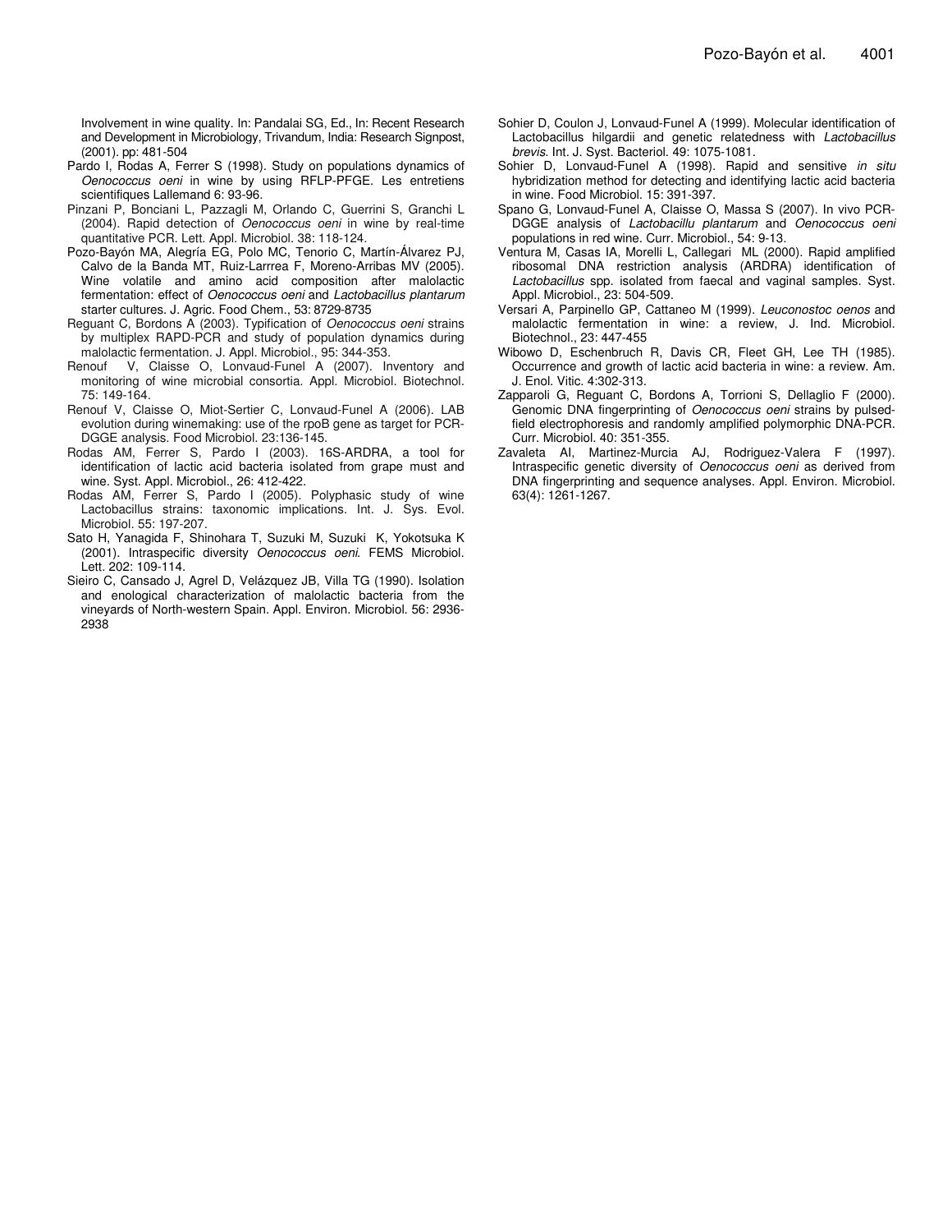Involvement in wine quality. In: Pandalai SG, Ed., In: Recent Research and Development in Microbiology, Trivandum, India: Research Signpost, (2001). pp: 481-504

Pardo I, Rodas A, Ferrer S (1998). Study on populations dynamics of *Oenococcus oeni* in wine by using RFLP-PFGE. Les entretiens scientifiques Lallemand 6: 93-96.

Pinzani P, Bonciani L, Pazzagli M, Orlando C, Guerrini S, Granchi L (2004). Rapid detection of *Oenococcus oeni* in wine by real-time quantitative PCR. Lett. Appl. Microbiol. 38: 118-124.

Pozo-Bayón MA, Alegría EG, Polo MC, Tenorio C, Martín-Álvarez PJ, Calvo de la Banda MT, Ruiz-Larrrea F, Moreno-Arribas MV (2005). Wine volatile and amino acid composition after malolactic fermentation: effect of *Oenococcus oeni* and *Lactobacillus plantarum* starter cultures. J. Agric. Food Chem., 53: 8729-8735

Reguant C, Bordons A (2003). Typification of *Oenococcus oeni* strains by multiplex RAPD-PCR and study of population dynamics during malolactic fermentation. J. Appl. Microbiol., 95: 344-353.

Renouf V, Claisse O, Lonvaud-Funel A (2007). Inventory and monitoring of wine microbial consortia. Appl. Microbiol. Biotechnol. 75: 149-164.

Renouf V, Claisse O, Miot-Sertier C, Lonvaud-Funel A (2006). LAB evolution during winemaking: use of the rpoB gene as target for PCR-DGGE analysis. Food Microbiol. 23:136-145.

Rodas AM, Ferrer S, Pardo I (2003). 16S-ARDRA, a tool for identification of lactic acid bacteria isolated from grape must and wine. Syst. Appl. Microbiol., 26: 412-422.

Rodas AM, Ferrer S, Pardo I (2005). Polyphasic study of wine Lactobacillus strains: taxonomic implications. Int. J. Sys. Evol. Microbiol. 55: 197-207.

Sato H, Yanagida F, Shinohara T, Suzuki M, Suzuki K, Yokotsuka K (2001). Intraspecific diversity *Oenococcus oeni*. FEMS Microbiol. Lett. 202: 109-114.

Sieiro C, Cansado J, Agrel D, Velázquez JB, Villa TG (1990). Isolation and enological characterization of malolactic bacteria from the vineyards of North-western Spain. Appl. Environ. Microbiol. 56: 2936-2938

Sohier D, Coulon J, Lonvaud-Funel A (1999). Molecular identification of Lactobacillus hilgardii and genetic relatedness with *Lactobacillus brevis*. Int. J. Syst. Bacteriol. 49: 1075-1081.

Sohier D, Lonvaud-Funel A (1998). Rapid and sensitive *in situ* hybridization method for detecting and identifying lactic acid bacteria in wine. Food Microbiol. 15: 391-397.

Spano G, Lonvaud-Funel A, Claisse O, Massa S (2007). In vivo PCR-DGGE analysis of *Lactobacillu plantarum* and *Oenococcus oeni* populations in red wine. Curr. Microbiol., 54: 9-13.

Ventura M, Casas IA, Morelli L, Callegari ML (2000). Rapid amplified ribosomal DNA restriction analysis (ARDRA) identification of *Lactobacillus* spp. isolated from faecal and vaginal samples. Syst. Appl. Microbiol., 23: 504-509.

Versari A, Parpinello GP, Cattaneo M (1999). *Leuconostoc oenos* and malolactic fermentation in wine: a review, J. Ind. Microbiol. Biotechnol., 23: 447-455

Wibowo D, Eschenbruch R, Davis CR, Fleet GH, Lee TH (1985). Occurrence and growth of lactic acid bacteria in wine: a review. Am. J. Enol. Vitic. 4:302-313.

Zapparoli G, Reguant C, Bordons A, Torrioni S, Dellaglio F (2000). Genomic DNA fingerprinting of *Oenococcus oeni* strains by pulsed-field electrophoresis and randomly amplified polymorphic DNA-PCR. Curr. Microbiol. 40: 351-355.

Zavaleta AI, Martinez-Murcia AJ, Rodriguez-Valera F (1997). Intraspecific genetic diversity of *Oenococcus oeni* as derived from DNA fingerprinting and sequence analyses. Appl. Environ. Microbiol. 63(4): 1261-1267.